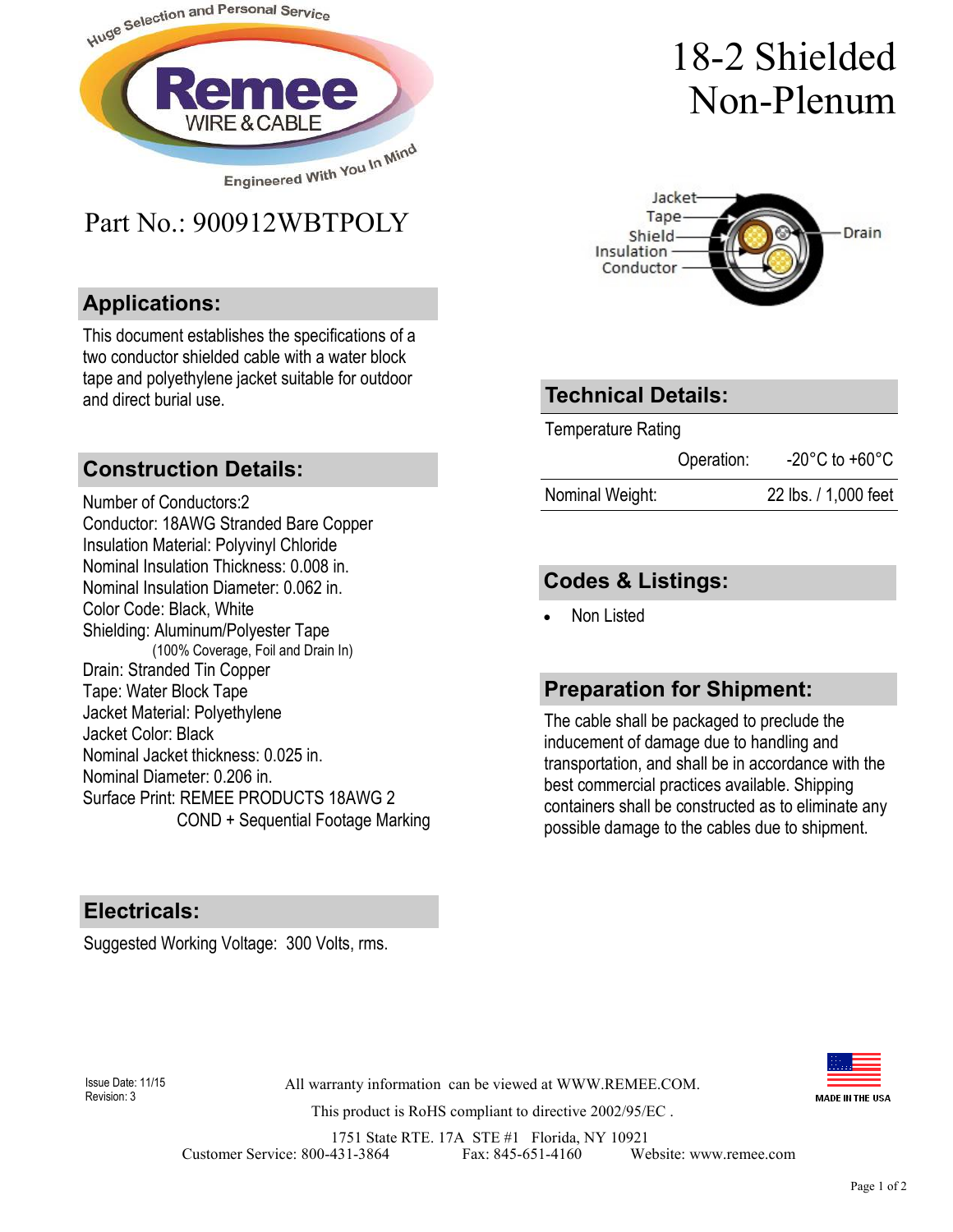# 18-2 Shielded Non-Plenum

Part No.: 900912WBTPOLY

## Applications:

This document establishes the specifications of a two conductor shielded cable with a water block tape and polyethylene jacket suitable for outdoor and direct burial use.

## Construction Details:

Number of Conductors:2
Conductor: 18AWG Stranded Bare Copper
Insulation Material: Polyvinyl Chloride
Nominal Insulation Thickness: 0.008 in.
Nominal Insulation Diameter: 0.062 in.
Color Code: Black, White
Shielding: Aluminum/Polyester Tape
(100% Coverage, Foil and Drain In)
Drain: Stranded Tin Copper
Tape: Water Block Tape
Jacket Material: Polyethylene
Jacket Color: Black
Nominal Jacket thickness: 0.025 in.
Nominal Diameter: 0.206 in.
Surface Print: REMEE PRODUCTS 18AWG 2 COND + Sequential Footage Marking

## Electricals:

Suggested Working Voltage: 300 Volts, rms.

## Technical Details:

| Temperature Rating | |
|---|---|
| Operation: | -20°C to +60°C |
| Nominal Weight: | 22 lbs. / 1,000 feet |

## Codes & Listings:

- Non Listed

## Preparation for Shipment:

The cable shall be packaged to preclude the inducement of damage due to handling and transportation, and shall be in accordance with the best commercial practices available. Shipping containers shall be constructed as to eliminate any possible damage to the cables due to shipment.

Issue Date: 11/15
Revision: 3

All warranty information can be viewed at WWW.REMEE.COM.

This product is RoHS compliant to directive 2002/95/EC .

MADE IN THE USA

1751 State RTE. 17A STE #1 Florida, NY 10921
Customer Service: 800-431-3864 Fax: 845-651-4160 Website: www.remee.com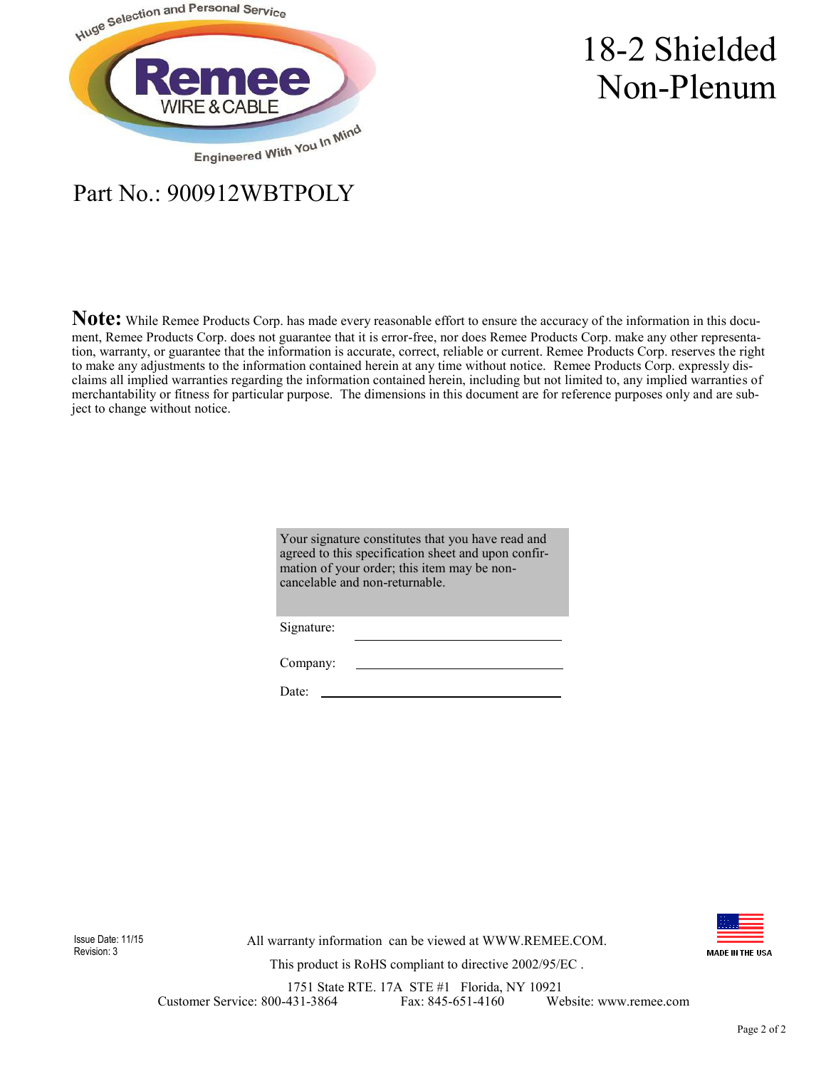# 18-2 Shielded Non-Plenum

## Part No.: 900912WBTPOLY

**Note:** While Remee Products Corp. has made every reasonable effort to ensure the accuracy of the information in this document, Remee Products Corp. does not guarantee that it is error-free, nor does Remee Products Corp. make any other representation, warranty, or guarantee that the information is accurate, correct, reliable or current. Remee Products Corp. reserves the right to make any adjustments to the information contained herein at any time without notice. Remee Products Corp. expressly disclaims all implied warranties regarding the information contained herein, including but not limited to, any implied warranties of merchantability or fitness for particular purpose. The dimensions in this document are for reference purposes only and are subject to change without notice.

Your signature constitutes that you have read and agreed to this specification sheet and upon confirmation of your order; this item may be non-cancelable and non-returnable.

Signature: ____________________

Company: ____________________

Date: ____________________

Issue Date: 11/15
Revision: 3

All warranty information can be viewed at WWW.REMEE.COM.

This product is RoHS compliant to directive 2002/95/EC .

MADE IN THE USA

1751 State RTE. 17A STE #1 Florida, NY 10921
Customer Service: 800-431-3864 Fax: 845-651-4160 Website: www.remee.com